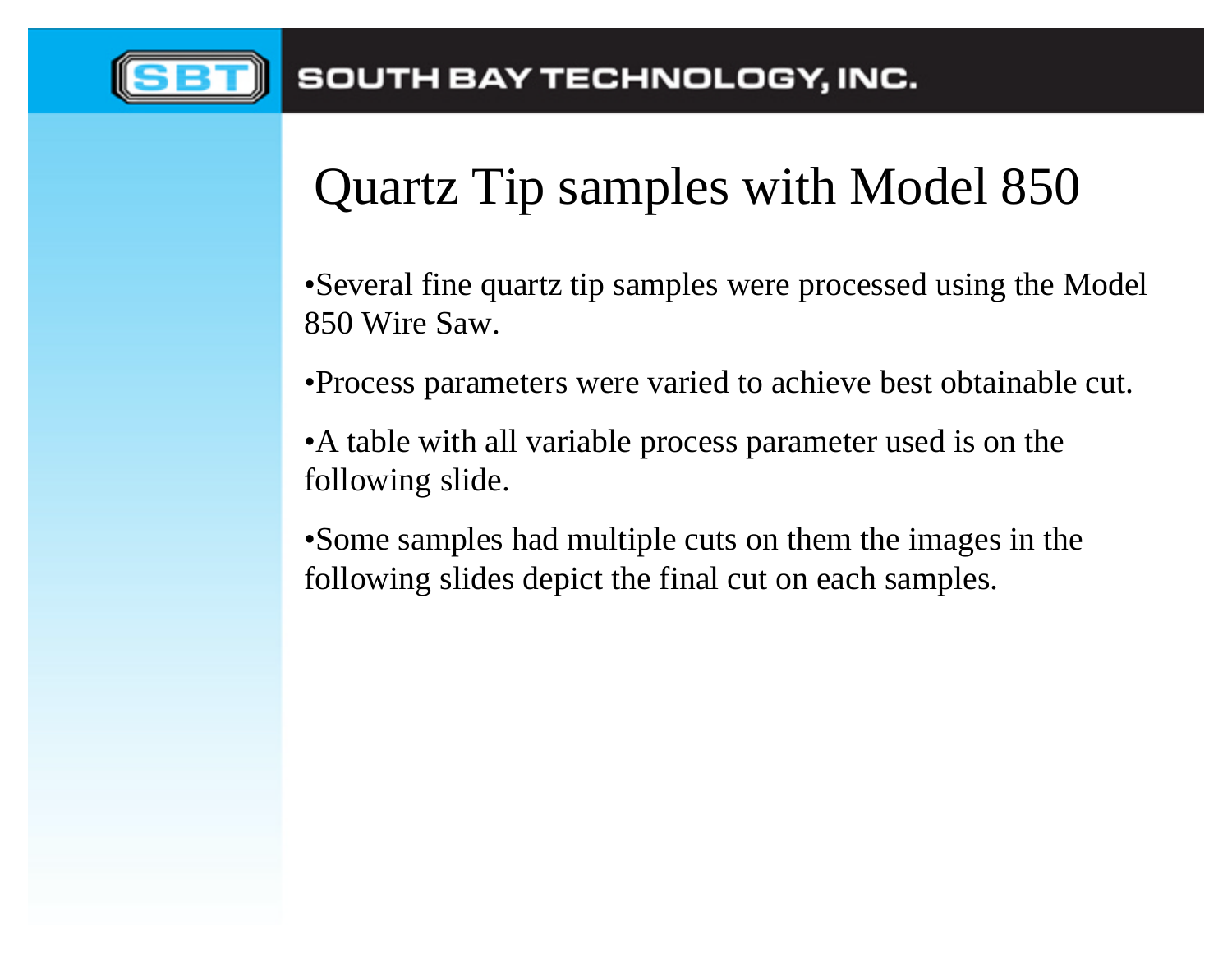# Quartz Tip samples with Model 850

- Several fine quartz tip samples were processed using the Model 850 Wire Saw.
- Process parameters were varied to achieve best obtainable cut.
- A table with all variable process parameter used is on the following slide.
- Some samples had multiple cuts on them the images in the following slides depict the final cut on each samples.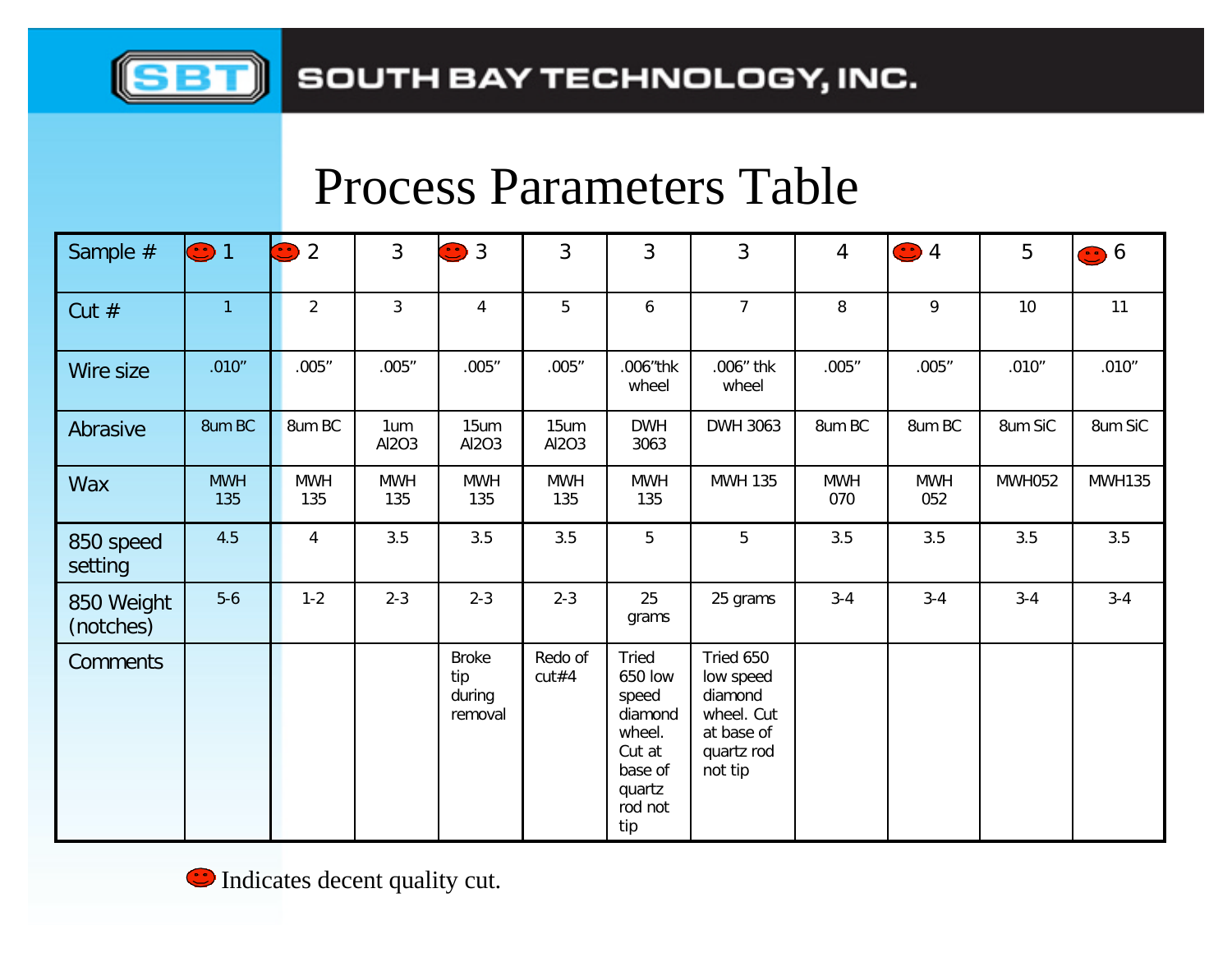# Process Parameters Table

| Sample # | ☺ 1 | ☺ 2 | 3 | ☺ 3 | 3 | 3 | 3 | 4 | ☺ 4 | 5 | ☺ 6 |
|---|---|---|---|---|---|---|---|---|---|---|---|
| Cut # | 1 | 2 | 3 | 4 | 5 | 6 | 7 | 8 | 9 | 10 | 11 |
| Wire size | .010” | .005” | .005” | .005” | .005” | .006”thk wheel | .006” thk wheel | .005” | .005” | .010” | .010” |
| Abrasive | 8um BC | 8um BC | 1um $Al_2O_3$ | 15um $Al_2O_3$ | 15um $Al_2O_3$ | DWH 3063 | DWH 3063 | 8um BC | 8um BC | 8um SiC | 8um SiC |
| Wax | MWH 135 | MWH 135 | MWH 135 | MWH 135 | MWH 135 | MWH 135 | MWH 135 | MWH 070 | MWH 052 | MWH052 | MWH135 |
| 850 speed setting | 4.5 | 4 | 3.5 | 3.5 | 3.5 | 5 | 5 | 3.5 | 3.5 | 3.5 | 3.5 |
| 850 Weight (notches) | 5-6 | 1-2 | 2-3 | 2-3 | 2-3 | 25 grams | 25 grams | 3-4 | 3-4 | 3-4 | 3-4 |
| Comments | | | | Broke tip during removal | Redo of cut#4 | Tried 650 low speed diamond wheel. Cut at base of quartz rod not tip | Tried 650 low speed diamond wheel. Cut at base of quartz rod not tip | | | | |

☺ Indicates decent quality cut.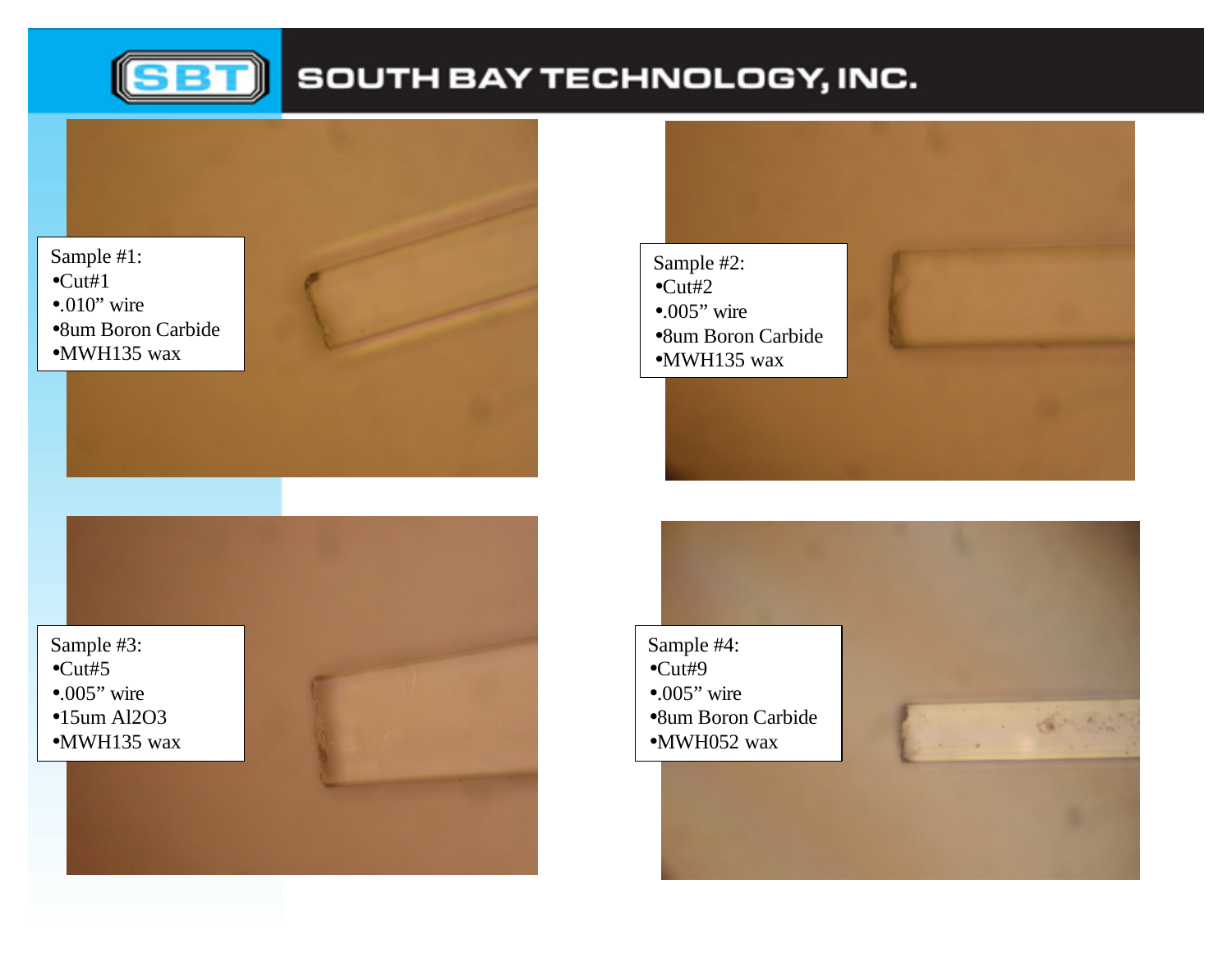Sample #1:
- Cut#1
- .010” wire
- 8um Boron Carbide
- MWH135 wax

Sample #2:
- Cut#2
- .005” wire
- 8um Boron Carbide
- MWH135 wax

Sample #3:
- Cut#5
- .005” wire
- 15um $Al_2O_3$
- MWH135 wax

Sample #4:
- Cut#9
- .005” wire
- 8um Boron Carbide
- MWH052 wax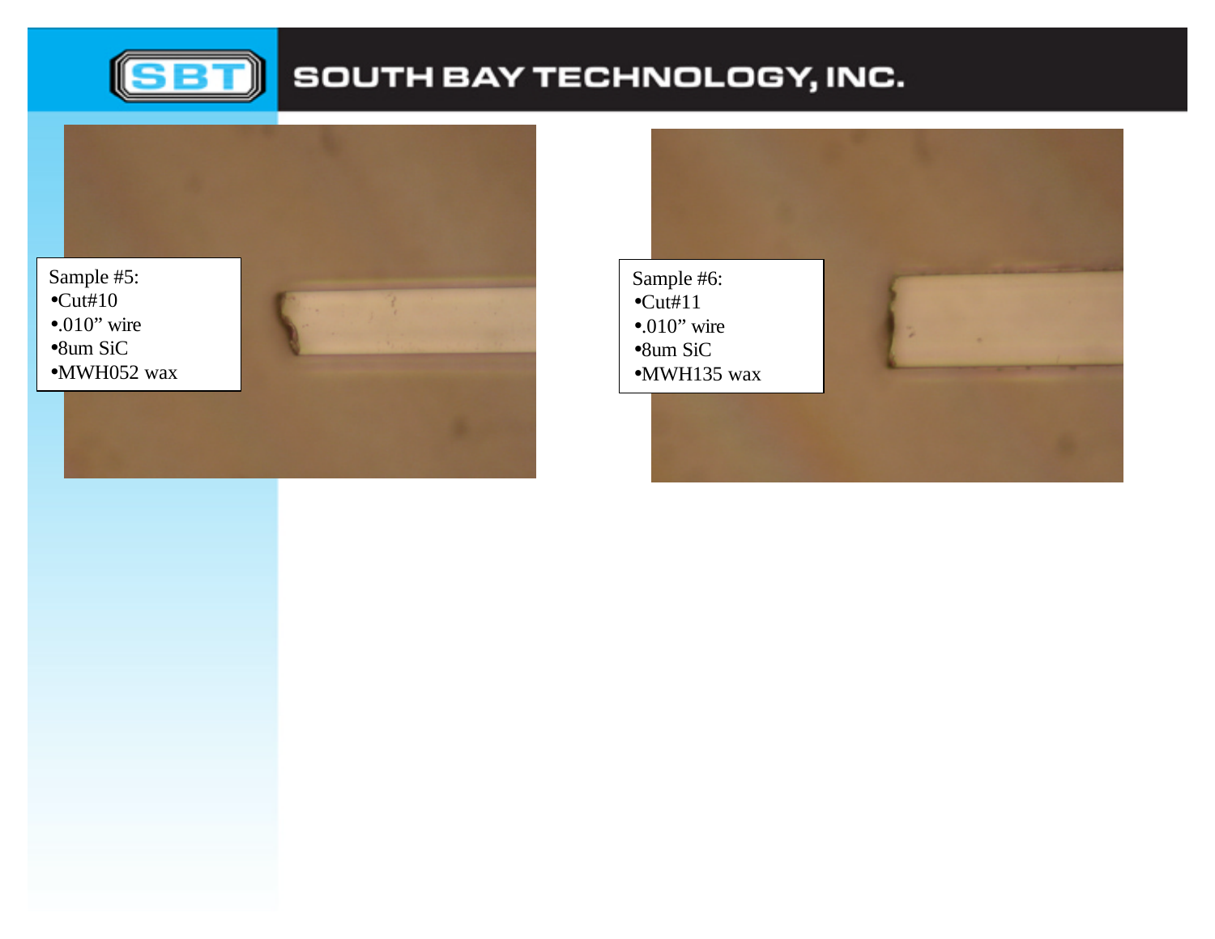Sample #5:
•Cut#10
•.010” wire
•8um SiC
•MWH052 wax

Sample #6:
•Cut#11
•.010” wire
•8um SiC
•MWH135 wax